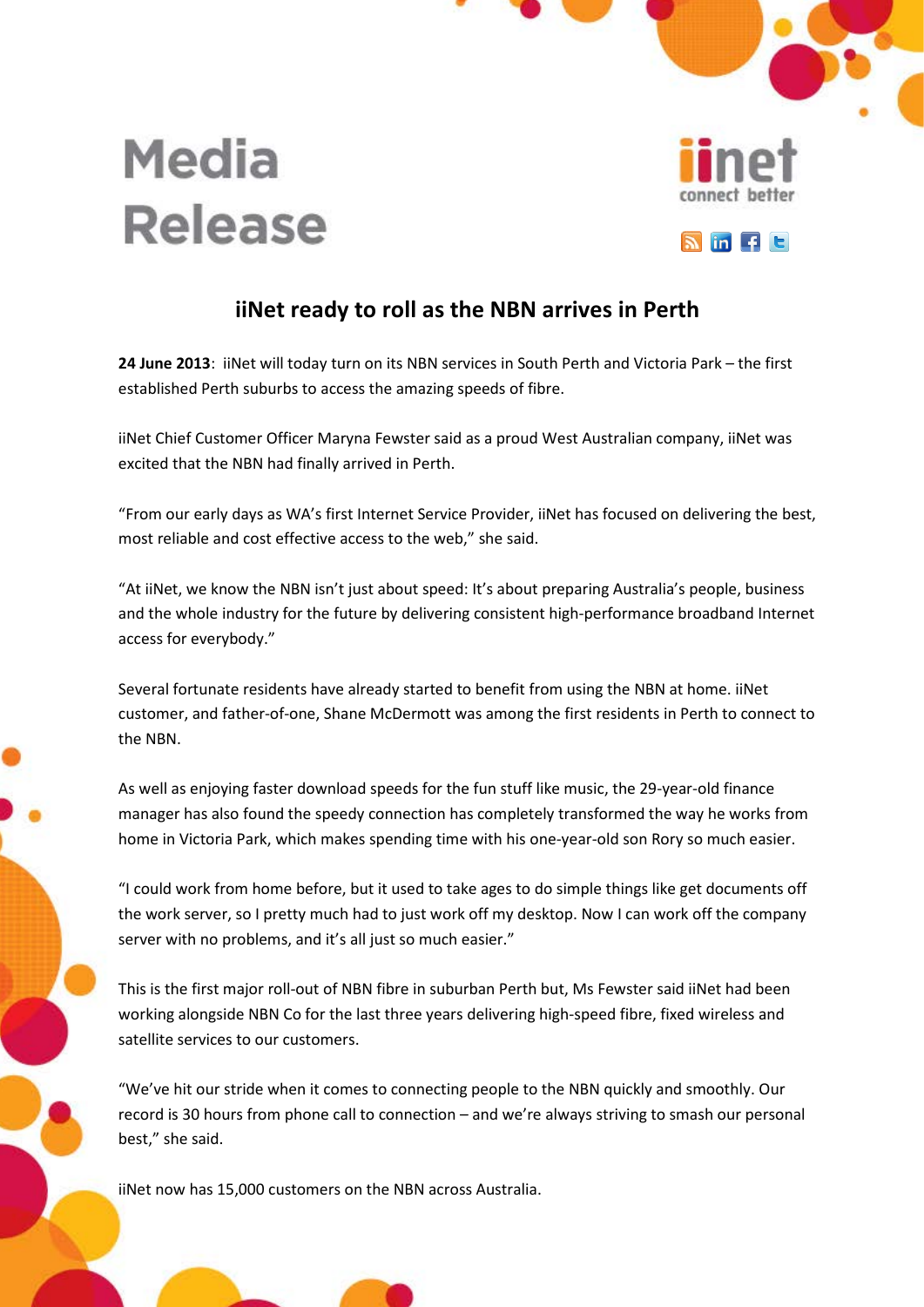Media Release

iinet
connect better

# iiNet ready to roll as the NBN arrives in Perth

**24 June 2013**: iiNet will today turn on its NBN services in South Perth and Victoria Park – the first established Perth suburbs to access the amazing speeds of fibre.

iiNet Chief Customer Officer Maryna Fewster said as a proud West Australian company, iiNet was excited that the NBN had finally arrived in Perth.

"From our early days as WA's first Internet Service Provider, iiNet has focused on delivering the best, most reliable and cost effective access to the web," she said.

"At iiNet, we know the NBN isn't just about speed: It's about preparing Australia's people, business and the whole industry for the future by delivering consistent high-performance broadband Internet access for everybody."

Several fortunate residents have already started to benefit from using the NBN at home. iiNet customer, and father-of-one, Shane McDermott was among the first residents in Perth to connect to the NBN.

As well as enjoying faster download speeds for the fun stuff like music, the 29-year-old finance manager has also found the speedy connection has completely transformed the way he works from home in Victoria Park, which makes spending time with his one-year-old son Rory so much easier.

"I could work from home before, but it used to take ages to do simple things like get documents off the work server, so I pretty much had to just work off my desktop. Now I can work off the company server with no problems, and it's all just so much easier."

This is the first major roll-out of NBN fibre in suburban Perth but, Ms Fewster said iiNet had been working alongside NBN Co for the last three years delivering high-speed fibre, fixed wireless and satellite services to our customers.

"We've hit our stride when it comes to connecting people to the NBN quickly and smoothly. Our record is 30 hours from phone call to connection – and we're always striving to smash our personal best," she said.

iiNet now has 15,000 customers on the NBN across Australia.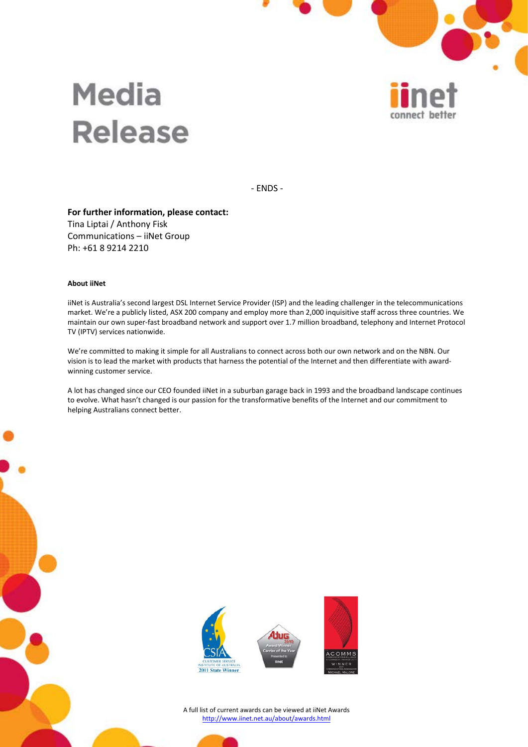# Media Release

- ENDS -

**For further information, please contact:**
Tina Liptai / Anthony Fisk
Communications – iiNet Group
Ph: +61 8 9214 2210

**About iiNet**

iiNet is Australia's second largest DSL Internet Service Provider (ISP) and the leading challenger in the telecommunications market. We're a publicly listed, ASX 200 company and employ more than 2,000 inquisitive staff across three countries. We maintain our own super-fast broadband network and support over 1.7 million broadband, telephony and Internet Protocol TV (IPTV) services nationwide.

We're committed to making it simple for all Australians to connect across both our own network and on the NBN. Our vision is to lead the market with products that harness the potential of the Internet and then differentiate with award-winning customer service.

A lot has changed since our CEO founded iiNet in a suburban garage back in 1993 and the broadband landscape continues to evolve. What hasn't changed is our passion for the transformative benefits of the Internet and our commitment to helping Australians connect better.

A full list of current awards can be viewed at iiNet Awards
http://www.iinet.net.au/about/awards.html